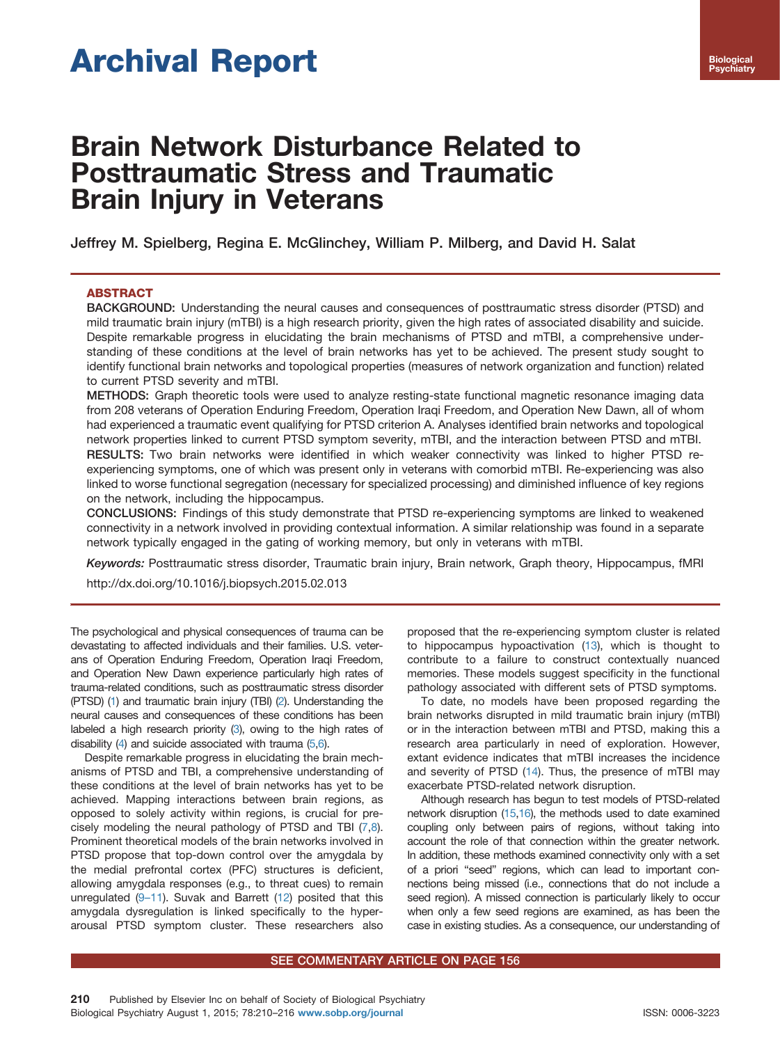Archival Report

# Brain Network Disturbance Related to Posttraumatic Stress and Traumatic Brain Injury in Veterans

Jeffrey M. Spielberg, Regina E. McGlinchey, William P. Milberg, and David H. Salat

## ABSTRACT

**BACKGROUND:** Understanding the neural causes and consequences of posttraumatic stress disorder (PTSD) and mild traumatic brain injury (mTBI) is a high research priority, given the high rates of associated disability and suicide. Despite remarkable progress in elucidating the brain mechanisms of PTSD and mTBI, a comprehensive understanding of these conditions at the level of brain networks has yet to be achieved. The present study sought to identify functional brain networks and topological properties (measures of network organization and function) related to current PTSD severity and mTBI.

**METHODS:** Graph theoretic tools were used to analyze resting-state functional magnetic resonance imaging data from 208 veterans of Operation Enduring Freedom, Operation Iraqi Freedom, and Operation New Dawn, all of whom had experienced a traumatic event qualifying for PTSD criterion A. Analyses identified brain networks and topological network properties linked to current PTSD symptom severity, mTBI, and the interaction between PTSD and mTBI.

**RESULTS:** Two brain networks were identified in which weaker connectivity was linked to higher PTSD re-experiencing symptoms, one of which was present only in veterans with comorbid mTBI. Re-experiencing was also linked to worse functional segregation (necessary for specialized processing) and diminished influence of key regions on the network, including the hippocampus.

**CONCLUSIONS:** Findings of this study demonstrate that PTSD re-experiencing symptoms are linked to weakened connectivity in a network involved in providing contextual information. A similar relationship was found in a separate network typically engaged in the gating of working memory, but only in veterans with mTBI.

*Keywords:* Posttraumatic stress disorder, Traumatic brain injury, Brain network, Graph theory, Hippocampus, fMRI

http://dx.doi.org/10.1016/j.biopsych.2015.02.013

The psychological and physical consequences of trauma can be devastating to affected individuals and their families. U.S. veterans of Operation Enduring Freedom, Operation Iraqi Freedom, and Operation New Dawn experience particularly high rates of trauma-related conditions, such as posttraumatic stress disorder (PTSD) (1) and traumatic brain injury (TBI) (2). Understanding the neural causes and consequences of these conditions has been labeled a high research priority (3), owing to the high rates of disability (4) and suicide associated with trauma (5,6).

Despite remarkable progress in elucidating the brain mechanisms of PTSD and TBI, a comprehensive understanding of these conditions at the level of brain networks has yet to be achieved. Mapping interactions between brain regions, as opposed to solely activity within regions, is crucial for precisely modeling the neural pathology of PTSD and TBI (7,8). Prominent theoretical models of the brain networks involved in PTSD propose that top-down control over the amygdala by the medial prefrontal cortex (PFC) structures is deficient, allowing amygdala responses (e.g., to threat cues) to remain unregulated (9–11). Suvak and Barrett (12) posited that this amygdala dysregulation is linked specifically to the hyperarousal PTSD symptom cluster. These researchers also proposed that the re-experiencing symptom cluster is related to hippocampus hypoactivation (13), which is thought to contribute to a failure to construct contextually nuanced memories. These models suggest specificity in the functional pathology associated with different sets of PTSD symptoms.

To date, no models have been proposed regarding the brain networks disrupted in mild traumatic brain injury (mTBI) or in the interaction between mTBI and PTSD, making this a research area particularly in need of exploration. However, extant evidence indicates that mTBI increases the incidence and severity of PTSD (14). Thus, the presence of mTBI may exacerbate PTSD-related network disruption.

Although research has begun to test models of PTSD-related network disruption (15,16), the methods used to date examined coupling only between pairs of regions, without taking into account the role of that connection within the greater network. In addition, these methods examined connectivity only with a set of a priori "seed" regions, which can lead to important connections being missed (i.e., connections that do not include a seed region). A missed connection is particularly likely to occur when only a few seed regions are examined, as has been the case in existing studies. As a consequence, our understanding of

SEE COMMENTARY ARTICLE ON PAGE 156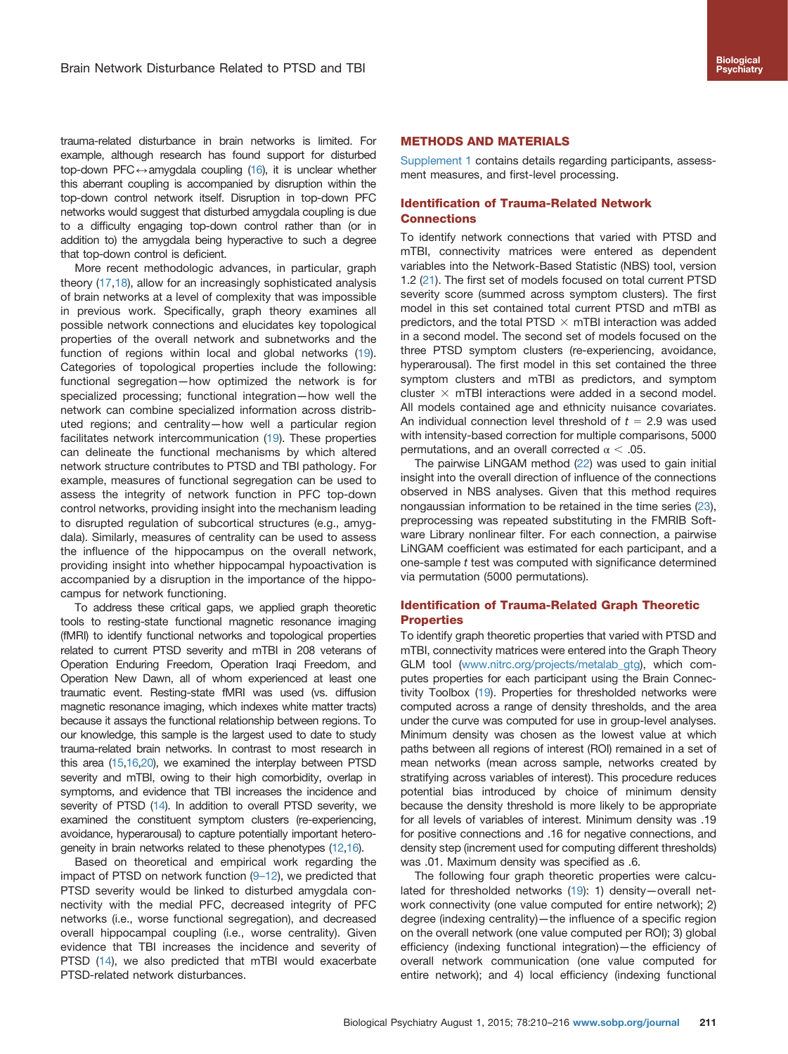trauma-related disturbance in brain networks is limited. For example, although research has found support for disturbed top-down PFC↔amygdala coupling (16), it is unclear whether this aberrant coupling is accompanied by disruption within the top-down control network itself. Disruption in top-down PFC networks would suggest that disturbed amygdala coupling is due to a difficulty engaging top-down control rather than (or in addition to) the amygdala being hyperactive to such a degree that top-down control is deficient.

More recent methodologic advances, in particular, graph theory (17,18), allow for an increasingly sophisticated analysis of brain networks at a level of complexity that was impossible in previous work. Specifically, graph theory examines all possible network connections and elucidates key topological properties of the overall network and subnetworks and the function of regions within local and global networks (19). Categories of topological properties include the following: functional segregation—how optimized the network is for specialized processing; functional integration—how well the network can combine specialized information across distributed regions; and centrality—how well a particular region facilitates network intercommunication (19). These properties can delineate the functional mechanisms by which altered network structure contributes to PTSD and TBI pathology. For example, measures of functional segregation can be used to assess the integrity of network function in PFC top-down control networks, providing insight into the mechanism leading to disrupted regulation of subcortical structures (e.g., amygdala). Similarly, measures of centrality can be used to assess the influence of the hippocampus on the overall network, providing insight into whether hippocampal hypoactivation is accompanied by a disruption in the importance of the hippocampus for network functioning.

To address these critical gaps, we applied graph theoretic tools to resting-state functional magnetic resonance imaging (fMRI) to identify functional networks and topological properties related to current PTSD severity and mTBI in 208 veterans of Operation Enduring Freedom, Operation Iraqi Freedom, and Operation New Dawn, all of whom experienced at least one traumatic event. Resting-state fMRI was used (vs. diffusion magnetic resonance imaging, which indexes white matter tracts) because it assays the functional relationship between regions. To our knowledge, this sample is the largest used to date to study trauma-related brain networks. In contrast to most research in this area (15,16,20), we examined the interplay between PTSD severity and mTBI, owing to their high comorbidity, overlap in symptoms, and evidence that TBI increases the incidence and severity of PTSD (14). In addition to overall PTSD severity, we examined the constituent symptom clusters (re-experiencing, avoidance, hyperarousal) to capture potentially important heterogeneity in brain networks related to these phenotypes (12,16).

Based on theoretical and empirical work regarding the impact of PTSD on network function (9–12), we predicted that PTSD severity would be linked to disturbed amygdala connectivity with the medial PFC, decreased integrity of PFC networks (i.e., worse functional segregation), and decreased overall hippocampal coupling (i.e., worse centrality). Given evidence that TBI increases the incidence and severity of PTSD (14), we also predicted that mTBI would exacerbate PTSD-related network disturbances.

## METHODS AND MATERIALS

Supplement 1 contains details regarding participants, assessment measures, and first-level processing.

### Identification of Trauma-Related Network Connections

To identify network connections that varied with PTSD and mTBI, connectivity matrices were entered as dependent variables into the Network-Based Statistic (NBS) tool, version 1.2 (21). The first set of models focused on total current PTSD severity score (summed across symptom clusters). The first model in this set contained total current PTSD and mTBI as predictors, and the total PTSD × mTBI interaction was added in a second model. The second set of models focused on the three PTSD symptom clusters (re-experiencing, avoidance, hyperarousal). The first model in this set contained the three symptom clusters and mTBI as predictors, and symptom cluster × mTBI interactions were added in a second model. All models contained age and ethnicity nuisance covariates. An individual connection level threshold of $t = 2.9$ was used with intensity-based correction for multiple comparisons, 5000 permutations, and an overall corrected $\alpha < .05$.

The pairwise LiNGAM method (22) was used to gain initial insight into the overall direction of influence of the connections observed in NBS analyses. Given that this method requires nongaussian information to be retained in the time series (23), preprocessing was repeated substituting in the FMRIB Software Library nonlinear filter. For each connection, a pairwise LiNGAM coefficient was estimated for each participant, and a one-sample $t$ test was computed with significance determined via permutation (5000 permutations).

### Identification of Trauma-Related Graph Theoretic Properties

To identify graph theoretic properties that varied with PTSD and mTBI, connectivity matrices were entered into the Graph Theory GLM tool (www.nitrc.org/projects/metalab_gtg), which computes properties for each participant using the Brain Connectivity Toolbox (19). Properties for thresholded networks were computed across a range of density thresholds, and the area under the curve was computed for use in group-level analyses. Minimum density was chosen as the lowest value at which paths between all regions of interest (ROI) remained in a set of mean networks (mean across sample, networks created by stratifying across variables of interest). This procedure reduces potential bias introduced by choice of minimum density because the density threshold is more likely to be appropriate for all levels of variables of interest. Minimum density was .19 for positive connections and .16 for negative connections, and density step (increment used for computing different thresholds) was .01. Maximum density was specified as .6.

The following four graph theoretic properties were calculated for thresholded networks (19): 1) density—overall network connectivity (one value computed for entire network); 2) degree (indexing centrality)—the influence of a specific region on the overall network (one value computed per ROI); 3) global efficiency (indexing functional integration)—the efficiency of overall network communication (one value computed for entire network); and 4) local efficiency (indexing functional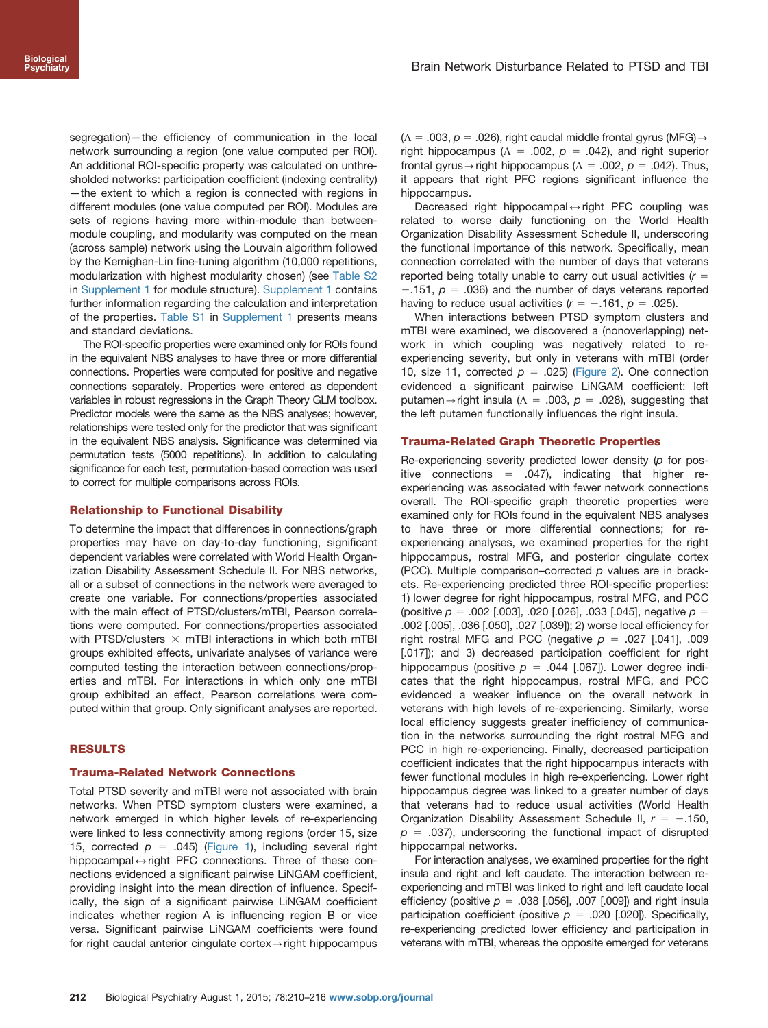segregation)—the efficiency of communication in the local network surrounding a region (one value computed per ROI). An additional ROI-specific property was calculated on unthresholded networks: participation coefficient (indexing centrality)—the extent to which a region is connected with regions in different modules (one value computed per ROI). Modules are sets of regions having more within-module than between-module coupling, and modularity was computed on the mean (across sample) network using the Louvain algorithm followed by the Kernighan-Lin fine-tuning algorithm (10,000 repetitions, modularization with highest modularity chosen) (see Table S2 in Supplement 1 for module structure). Supplement 1 contains further information regarding the calculation and interpretation of the properties. Table S1 in Supplement 1 presents means and standard deviations.

The ROI-specific properties were examined only for ROIs found in the equivalent NBS analyses to have three or more differential connections. Properties were computed for positive and negative connections separately. Properties were entered as dependent variables in robust regressions in the Graph Theory GLM toolbox. Predictor models were the same as the NBS analyses; however, relationships were tested only for the predictor that was significant in the equivalent NBS analysis. Significance was determined via permutation tests (5000 repetitions). In addition to calculating significance for each test, permutation-based correction was used to correct for multiple comparisons across ROIs.

### Relationship to Functional Disability

To determine the impact that differences in connections/graph properties may have on day-to-day functioning, significant dependent variables were correlated with World Health Organization Disability Assessment Schedule II. For NBS networks, all or a subset of connections in the network were averaged to create one variable. For connections/properties associated with the main effect of PTSD/clusters/mTBI, Pearson correlations were computed. For connections/properties associated with PTSD/clusters × mTBI interactions in which both mTBI groups exhibited effects, univariate analyses of variance were computed testing the interaction between connections/properties and mTBI. For interactions in which only one mTBI group exhibited an effect, Pearson correlations were computed within that group. Only significant analyses are reported.

## RESULTS

### Trauma-Related Network Connections

Total PTSD severity and mTBI were not associated with brain networks. When PTSD symptom clusters were examined, a network emerged in which higher levels of re-experiencing were linked to less connectivity among regions (order 15, size 15, corrected $p = .045$) (Figure 1), including several right hippocampal↔right PFC connections. Three of these connections evidenced a significant pairwise LiNGAM coefficient, providing insight into the mean direction of influence. Specifically, the sign of a significant pairwise LiNGAM coefficient indicates whether region A is influencing region B or vice versa. Significant pairwise LiNGAM coefficients were found for right caudal anterior cingulate cortex→right hippocampus ($\Lambda = .003$, $p = .026$), right caudal middle frontal gyrus (MFG)→right hippocampus ($\Lambda = .002$, $p = .042$), and right superior frontal gyrus→right hippocampus ($\Lambda = .002$, $p = .042$). Thus, it appears that right PFC regions significant influence the hippocampus.

Decreased right hippocampal↔right PFC coupling was related to worse daily functioning on the World Health Organization Disability Assessment Schedule II, underscoring the functional importance of this network. Specifically, mean connection correlated with the number of days that veterans reported being totally unable to carry out usual activities ($r = -.151$, $p = .036$) and the number of days veterans reported having to reduce usual activities ($r = -.161$, $p = .025$).

When interactions between PTSD symptom clusters and mTBI were examined, we discovered a (nonoverlapping) network in which coupling was negatively related to re-experiencing severity, but only in veterans with mTBI (order 10, size 11, corrected $p = .025$) (Figure 2). One connection evidenced a significant pairwise LiNGAM coefficient: left putamen→right insula ($\Lambda = .003$, $p = .028$), suggesting that the left putamen functionally influences the right insula.

### Trauma-Related Graph Theoretic Properties

Re-experiencing severity predicted lower density ($p$ for positive connections = .047), indicating that higher re-experiencing was associated with fewer network connections overall. The ROI-specific graph theoretic properties were examined only for ROIs found in the equivalent NBS analyses to have three or more differential connections; for re-experiencing analyses, we examined properties for the right hippocampus, rostral MFG, and posterior cingulate cortex (PCC). Multiple comparison–corrected $p$ values are in brackets. Re-experiencing predicted three ROI-specific properties: 1) lower degree for right hippocampus, rostral MFG, and PCC (positive $p = .002$ [.003], .020 [.026], .033 [.045], negative $p = .002$ [.005], .036 [.050], .027 [.039]); 2) worse local efficiency for right rostral MFG and PCC (negative $p = .027$ [.041], .009 [.017]); and 3) decreased participation coefficient for right hippocampus (positive $p = .044$ [.067]). Lower degree indicates that the right hippocampus, rostral MFG, and PCC evidenced a weaker influence on the overall network in veterans with high levels of re-experiencing. Similarly, worse local efficiency suggests greater inefficiency of communication in the networks surrounding the right rostral MFG and PCC in high re-experiencing. Finally, decreased participation coefficient indicates that the right hippocampus interacts with fewer functional modules in high re-experiencing. Lower right hippocampus degree was linked to a greater number of days that veterans had to reduce usual activities (World Health Organization Disability Assessment Schedule II, $r = -.150$, $p = .037$), underscoring the functional impact of disrupted hippocampal networks.

For interaction analyses, we examined properties for the right insula and right and left caudate. The interaction between re-experiencing and mTBI was linked to right and left caudate local efficiency (positive $p = .038$ [.056], .007 [.009]) and right insula participation coefficient (positive $p = .020$ [.020]). Specifically, re-experiencing predicted lower efficiency and participation in veterans with mTBI, whereas the opposite emerged for veterans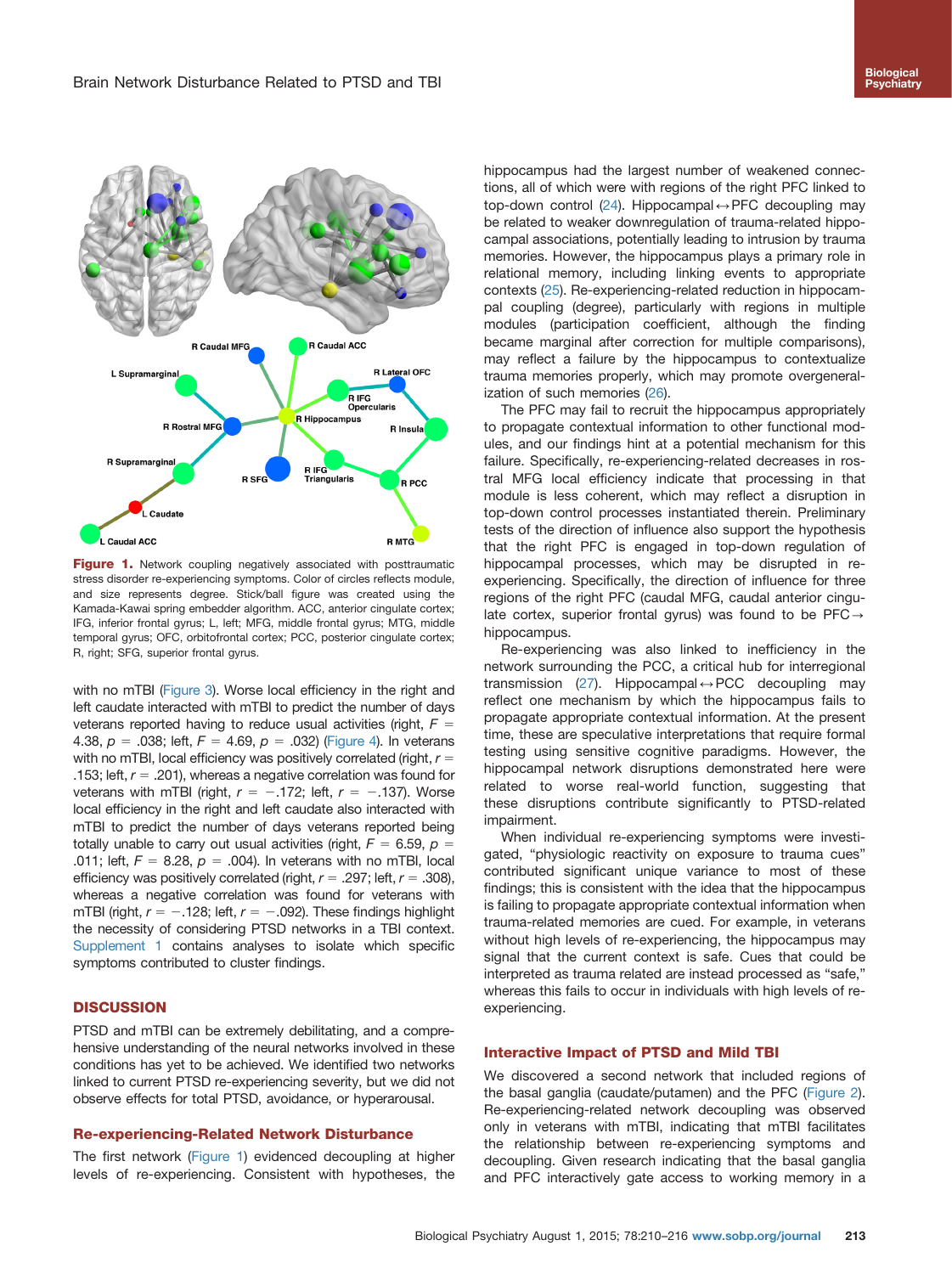R Caudal MFG

R Caudal ACC

L Supramarginal

R Lateral OFC

R IFG Opercularis

R Hippocampus

R Rostral MFG

R Insula

R Supramarginal

R IFG Triangularis

R SFG

R PCC

L Caudate

L Caudal ACC

R MTG

**Figure 1.** Network coupling negatively associated with posttraumatic stress disorder re-experiencing symptoms. Color of circles reflects module, and size represents degree. Stick/ball figure was created using the Kamada-Kawai spring embedder algorithm. ACC, anterior cingulate cortex; IFG, inferior frontal gyrus; L, left; MFG, middle frontal gyrus; MTG, middle temporal gyrus; OFC, orbitofrontal cortex; PCC, posterior cingulate cortex; R, right; SFG, superior frontal gyrus.

with no mTBI (Figure 3). Worse local efficiency in the right and left caudate interacted with mTBI to predict the number of days veterans reported having to reduce usual activities (right, $F = 4.38$, $p = .038$; left, $F = 4.69$, $p = .032$) (Figure 4). In veterans with no mTBI, local efficiency was positively correlated (right, $r = .153$; left, $r = .201$), whereas a negative correlation was found for veterans with mTBI (right, $r = -.172$; left, $r = -.137$). Worse local efficiency in the right and left caudate also interacted with mTBI to predict the number of days veterans reported being totally unable to carry out usual activities (right, $F = 6.59$, $p = .011$; left, $F = 8.28$, $p = .004$). In veterans with no mTBI, local efficiency was positively correlated (right, $r = .297$; left, $r = .308$), whereas a negative correlation was found for veterans with mTBI (right, $r = -.128$; left, $r = -.092$). These findings highlight the importance of considering PTSD networks in a TBI context. Supplement 1 contains analyses to isolate which specific symptoms contributed to cluster findings.

## DISCUSSION

PTSD and mTBI can be extremely debilitating, and a comprehensive understanding of the neural networks involved in these conditions has yet to be achieved. We identified two networks linked to current PTSD re-experiencing severity, but we did not observe effects for total PTSD, avoidance, or hyperarousal.

### Re-experiencing-Related Network Disturbance

The first network (Figure 1) evidenced decoupling at higher levels of re-experiencing. Consistent with hypotheses, the hippocampus had the largest number of weakened connections, all of which were with regions of the right PFC linked to top-down control (24). Hippocampal↔PFC decoupling may be related to weaker downregulation of trauma-related hippocampal associations, potentially leading to intrusion by trauma memories. However, the hippocampus plays a primary role in relational memory, including linking events to appropriate contexts (25). Re-experiencing-related reduction in hippocampal coupling (degree), particularly with regions in multiple modules (participation coefficient, although the finding became marginal after correction for multiple comparisons), may reflect a failure by the hippocampus to contextualize trauma memories properly, which may promote overgeneralization of such memories (26).

The PFC may fail to recruit the hippocampus appropriately to propagate contextual information to other functional modules, and our findings hint at a potential mechanism for this failure. Specifically, re-experiencing-related decreases in rostral MFG local efficiency indicate that processing in that module is less coherent, which may reflect a disruption in top-down control processes instantiated therein. Preliminary tests of the direction of influence also support the hypothesis that the right PFC is engaged in top-down regulation of hippocampal processes, which may be disrupted in re-experiencing. Specifically, the direction of influence for three regions of the right PFC (caudal MFG, caudal anterior cingulate cortex, superior frontal gyrus) was found to be PFC→hippocampus.

Re-experiencing was also linked to inefficiency in the network surrounding the PCC, a critical hub for interregional transmission (27). Hippocampal↔PCC decoupling may reflect one mechanism by which the hippocampus fails to propagate appropriate contextual information. At the present time, these are speculative interpretations that require formal testing using sensitive cognitive paradigms. However, the hippocampal network disruptions demonstrated here were related to worse real-world function, suggesting that these disruptions contribute significantly to PTSD-related impairment.

When individual re-experiencing symptoms were investigated, "physiologic reactivity on exposure to trauma cues" contributed significant unique variance to most of these findings; this is consistent with the idea that the hippocampus is failing to propagate appropriate contextual information when trauma-related memories are cued. For example, in veterans without high levels of re-experiencing, the hippocampus may signal that the current context is safe. Cues that could be interpreted as trauma related are instead processed as "safe," whereas this fails to occur in individuals with high levels of re-experiencing.

### Interactive Impact of PTSD and Mild TBI

We discovered a second network that included regions of the basal ganglia (caudate/putamen) and the PFC (Figure 2). Re-experiencing-related network decoupling was observed only in veterans with mTBI, indicating that mTBI facilitates the relationship between re-experiencing symptoms and decoupling. Given research indicating that the basal ganglia and PFC interactively gate access to working memory in a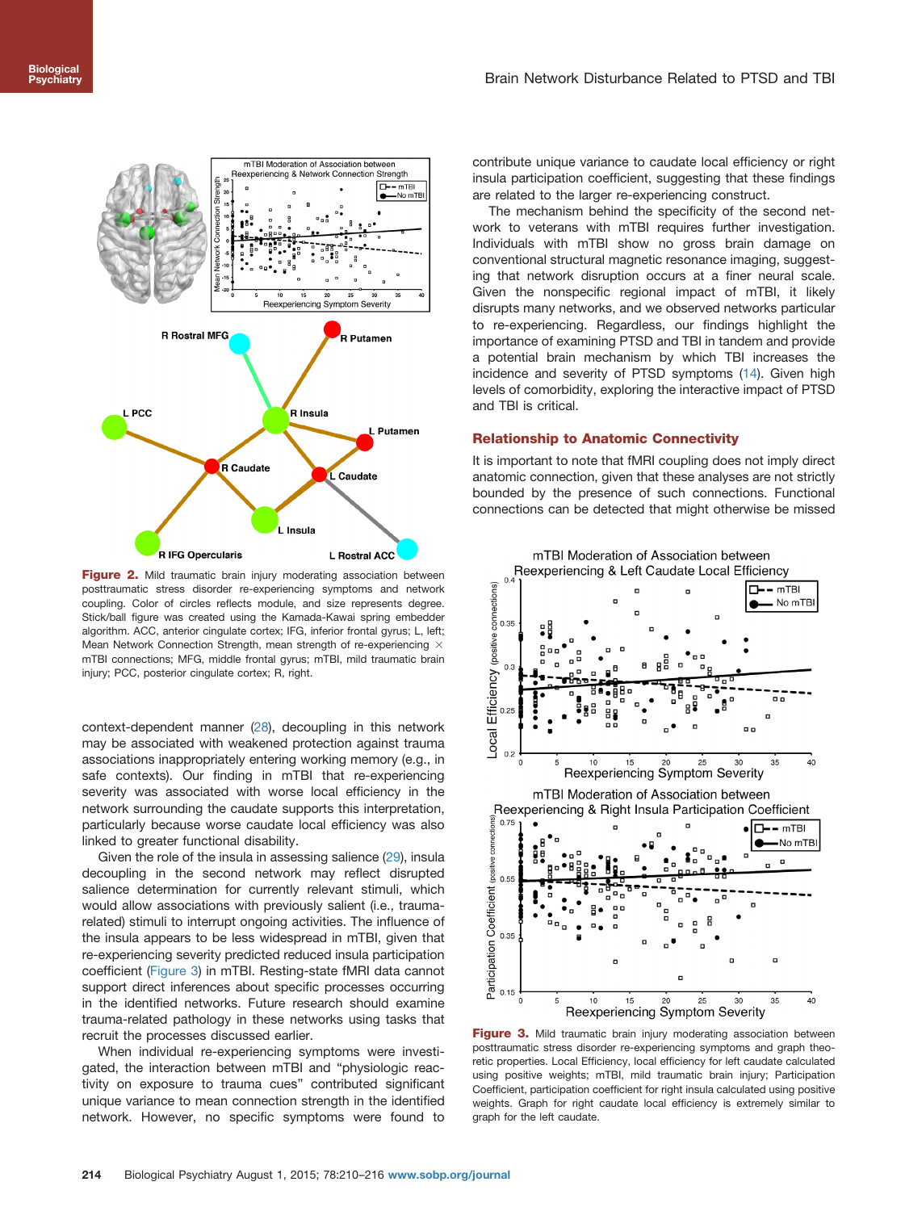mTBI Moderation of Association between Reexperiencing & Network Connection Strength

mTBI
No mTBI

Mean Network Connection Strength

Reexperiencing Symptom Severity

R Rostral MFG

R Putamen

L PCC

R Insula

L Putamen

R Caudate

L Caudate

L Insula

R IFG Opercularis

L Rostral ACC

**Figure 2.** Mild traumatic brain injury moderating association between posttraumatic stress disorder re-experiencing symptoms and network coupling. Color of circles reflects module, and size represents degree. Stick/ball figure was created using the Kamada-Kawai spring embedder algorithm. ACC, anterior cingulate cortex; IFG, inferior frontal gyrus; L, left; Mean Network Connection Strength, mean strength of re-experiencing × mTBI connections; MFG, middle frontal gyrus; mTBI, mild traumatic brain injury; PCC, posterior cingulate cortex; R, right.

context-dependent manner (28), decoupling in this network may be associated with weakened protection against trauma associations inappropriately entering working memory (e.g., in safe contexts). Our finding in mTBI that re-experiencing severity was associated with worse local efficiency in the network surrounding the caudate supports this interpretation, particularly because worse caudate local efficiency was also linked to greater functional disability.

Given the role of the insula in assessing salience (29), insula decoupling in the second network may reflect disrupted salience determination for currently relevant stimuli, which would allow associations with previously salient (i.e., trauma-related) stimuli to interrupt ongoing activities. The influence of the insula appears to be less widespread in mTBI, given that re-experiencing severity predicted reduced insula participation coefficient (Figure 3) in mTBI. Resting-state fMRI data cannot support direct inferences about specific processes occurring in the identified networks. Future research should examine trauma-related pathology in these networks using tasks that recruit the processes discussed earlier.

When individual re-experiencing symptoms were investigated, the interaction between mTBI and "physiologic reactivity on exposure to trauma cues" contributed significant unique variance to mean connection strength in the identified network. However, no specific symptoms were found to contribute unique variance to caudate local efficiency or right insula participation coefficient, suggesting that these findings are related to the larger re-experiencing construct.

The mechanism behind the specificity of the second network to veterans with mTBI requires further investigation. Individuals with mTBI show no gross brain damage on conventional structural magnetic resonance imaging, suggesting that network disruption occurs at a finer neural scale. Given the nonspecific regional impact of mTBI, it likely disrupts many networks, and we observed networks particular to re-experiencing. Regardless, our findings highlight the importance of examining PTSD and TBI in tandem and provide a potential brain mechanism by which TBI increases the incidence and severity of PTSD symptoms (14). Given high levels of comorbidity, exploring the interactive impact of PTSD and TBI is critical.

## Relationship to Anatomic Connectivity

It is important to note that fMRI coupling does not imply direct anatomic connection, given that these analyses are not strictly bounded by the presence of such connections. Functional connections can be detected that might otherwise be missed

mTBI Moderation of Association between Reexperiencing & Left Caudate Local Efficiency

mTBI
No mTBI

Local Efficiency (positive connections)

Reexperiencing Symptom Severity

mTBI Moderation of Association between Reexperiencing & Right Insula Participation Coefficient

mTBI
No mTBI

Participation Coefficient (positive connections)

Reexperiencing Symptom Severity

**Figure 3.** Mild traumatic brain injury moderating association between posttraumatic stress disorder re-experiencing symptoms and graph theoretic properties. Local Efficiency, local efficiency for left caudate calculated using positive weights; mTBI, mild traumatic brain injury; Participation Coefficient, participation coefficient for right insula calculated using positive weights. Graph for right caudate local efficiency is extremely similar to graph for the left caudate.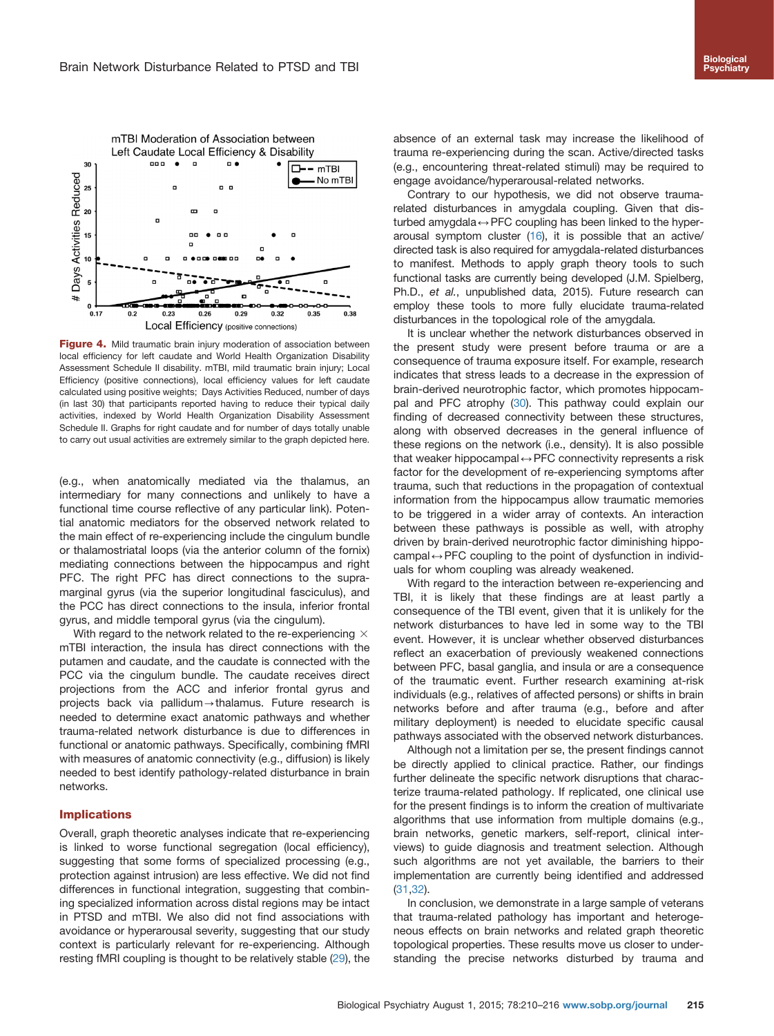mTBI Moderation of Association between Left Caudate Local Efficiency & Disability

mTBI

No mTBI

# Days Activities Reduced

0
5
10
15
20
25
30

0.17
0.2
0.23
0.26
0.29
0.32
0.35
0.38

Local Efficiency (positive connections)

**Figure 4.** Mild traumatic brain injury moderation of association between local efficiency for left caudate and World Health Organization Disability Assessment Schedule II disability. mTBI, mild traumatic brain injury; Local Efficiency (positive connections), local efficiency values for left caudate calculated using positive weights; Days Activities Reduced, number of days (in last 30) that participants reported having to reduce their typical daily activities, indexed by World Health Organization Disability Assessment Schedule II. Graphs for right caudate and for number of days totally unable to carry out usual activities are extremely similar to the graph depicted here.

(e.g., when anatomically mediated via the thalamus, an intermediary for many connections and unlikely to have a functional time course reflective of any particular link). Potential anatomic mediators for the observed network related to the main effect of re-experiencing include the cingulum bundle or thalamostriatal loops (via the anterior column of the fornix) mediating connections between the hippocampus and right PFC. The right PFC has direct connections to the supramarginal gyrus (via the superior longitudinal fasciculus), and the PCC has direct connections to the insula, inferior frontal gyrus, and middle temporal gyrus (via the cingulum).

With regard to the network related to the re-experiencing × mTBI interaction, the insula has direct connections with the putamen and caudate, and the caudate is connected with the PCC via the cingulum bundle. The caudate receives direct projections from the ACC and inferior frontal gyrus and projects back via pallidum→thalamus. Future research is needed to determine exact anatomic pathways and whether trauma-related network disturbance is due to differences in functional or anatomic pathways. Specifically, combining fMRI with measures of anatomic connectivity (e.g., diffusion) is likely needed to best identify pathology-related disturbance in brain networks.

## Implications

Overall, graph theoretic analyses indicate that re-experiencing is linked to worse functional segregation (local efficiency), suggesting that some forms of specialized processing (e.g., protection against intrusion) are less effective. We did not find differences in functional integration, suggesting that combining specialized information across distal regions may be intact in PTSD and mTBI. We also did not find associations with avoidance or hyperarousal severity, suggesting that our study context is particularly relevant for re-experiencing. Although resting fMRI coupling is thought to be relatively stable (29), the absence of an external task may increase the likelihood of trauma re-experiencing during the scan. Active/directed tasks (e.g., encountering threat-related stimuli) may be required to engage avoidance/hyperarousal-related networks.

Contrary to our hypothesis, we did not observe trauma-related disturbances in amygdala coupling. Given that disturbed amygdala↔PFC coupling has been linked to the hyperarousal symptom cluster (16), it is possible that an active/directed task is also required for amygdala-related disturbances to manifest. Methods to apply graph theory tools to such functional tasks are currently being developed (J.M. Spielberg, Ph.D., *et al.*, unpublished data, 2015). Future research can employ these tools to more fully elucidate trauma-related disturbances in the topological role of the amygdala.

It is unclear whether the network disturbances observed in the present study were present before trauma or are a consequence of trauma exposure itself. For example, research indicates that stress leads to a decrease in the expression of brain-derived neurotrophic factor, which promotes hippocampal and PFC atrophy (30). This pathway could explain our finding of decreased connectivity between these structures, along with observed decreases in the general influence of these regions on the network (i.e., density). It is also possible that weaker hippocampal↔PFC connectivity represents a risk factor for the development of re-experiencing symptoms after trauma, such that reductions in the propagation of contextual information from the hippocampus allow traumatic memories to be triggered in a wider array of contexts. An interaction between these pathways is possible as well, with atrophy driven by brain-derived neurotrophic factor diminishing hippocampal↔PFC coupling to the point of dysfunction in individuals for whom coupling was already weakened.

With regard to the interaction between re-experiencing and TBI, it is likely that these findings are at least partly a consequence of the TBI event, given that it is unlikely for the network disturbances to have led in some way to the TBI event. However, it is unclear whether observed disturbances reflect an exacerbation of previously weakened connections between PFC, basal ganglia, and insula or are a consequence of the traumatic event. Further research examining at-risk individuals (e.g., relatives of affected persons) or shifts in brain networks before and after trauma (e.g., before and after military deployment) is needed to elucidate specific causal pathways associated with the observed network disturbances.

Although not a limitation per se, the present findings cannot be directly applied to clinical practice. Rather, our findings further delineate the specific network disruptions that characterize trauma-related pathology. If replicated, one clinical use for the present findings is to inform the creation of multivariate algorithms that use information from multiple domains (e.g., brain networks, genetic markers, self-report, clinical interviews) to guide diagnosis and treatment selection. Although such algorithms are not yet available, the barriers to their implementation are currently being identified and addressed (31,32).

In conclusion, we demonstrate in a large sample of veterans that trauma-related pathology has important and heterogeneous effects on brain networks and related graph theoretic topological properties. These results move us closer to understanding the precise networks disturbed by trauma and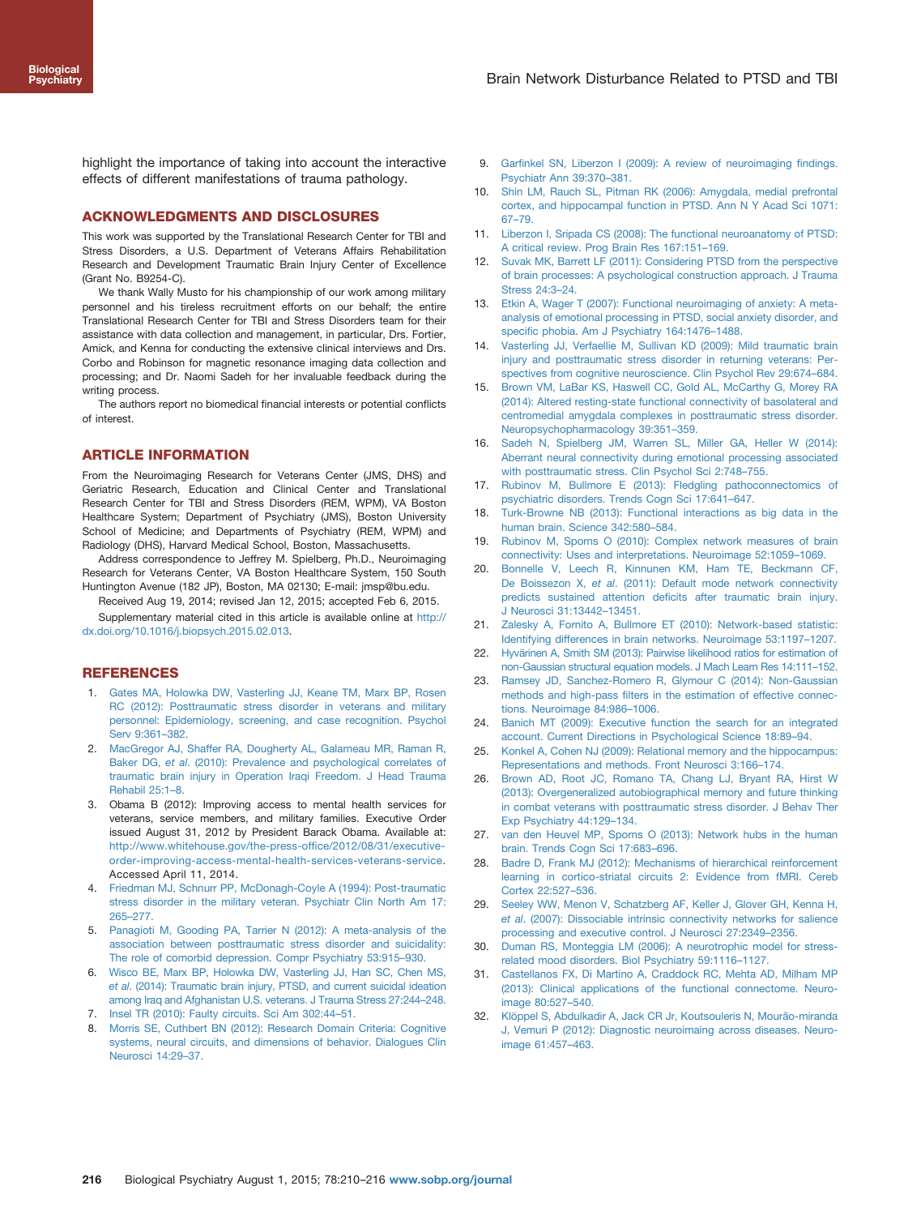highlight the importance of taking into account the interactive effects of different manifestations of trauma pathology.

## ACKNOWLEDGMENTS AND DISCLOSURES

This work was supported by the Translational Research Center for TBI and Stress Disorders, a U.S. Department of Veterans Affairs Rehabilitation Research and Development Traumatic Brain Injury Center of Excellence (Grant No. B9254-C).

We thank Wally Musto for his championship of our work among military personnel and his tireless recruitment efforts on our behalf; the entire Translational Research Center for TBI and Stress Disorders team for their assistance with data collection and management, in particular, Drs. Fortier, Amick, and Kenna for conducting the extensive clinical interviews and Drs. Corbo and Robinson for magnetic resonance imaging data collection and processing; and Dr. Naomi Sadeh for her invaluable feedback during the writing process.

The authors report no biomedical financial interests or potential conflicts of interest.

## ARTICLE INFORMATION

From the Neuroimaging Research for Veterans Center (JMS, DHS) and Geriatric Research, Education and Clinical Center and Translational Research Center for TBI and Stress Disorders (REM, WPM), VA Boston Healthcare System; Department of Psychiatry (JMS), Boston University School of Medicine; and Departments of Psychiatry (REM, WPM) and Radiology (DHS), Harvard Medical School, Boston, Massachusetts.

Address correspondence to Jeffrey M. Spielberg, Ph.D., Neuroimaging Research for Veterans Center, VA Boston Healthcare System, 150 South Huntington Avenue (182 JP), Boston, MA 02130; E-mail: jmsp@bu.edu.

Received Aug 19, 2014; revised Jan 12, 2015; accepted Feb 6, 2015.

Supplementary material cited in this article is available online at http://dx.doi.org/10.1016/j.biopsych.2015.02.013.

## REFERENCES

1. Gates MA, Holowka DW, Vasterling JJ, Keane TM, Marx BP, Rosen RC (2012): Posttraumatic stress disorder in veterans and military personnel: Epidemiology, screening, and case recognition. Psychol Serv 9:361–382.
2. MacGregor AJ, Shaffer RA, Dougherty AL, Galarneau MR, Raman R, Baker DG, *et al*. (2010): Prevalence and psychological correlates of traumatic brain injury in Operation Iraqi Freedom. J Head Trauma Rehabil 25:1–8.
3. Obama B (2012): Improving access to mental health services for veterans, service members, and military families. Executive Order issued August 31, 2012 by President Barack Obama. Available at: http://www.whitehouse.gov/the-press-office/2012/08/31/executive-order-improving-access-mental-health-services-veterans-service. Accessed April 11, 2014.
4. Friedman MJ, Schnurr PP, McDonagh-Coyle A (1994): Post-traumatic stress disorder in the military veteran. Psychiatr Clin North Am 17: 265–277.
5. Panagioti M, Gooding PA, Tarrier N (2012): A meta-analysis of the association between posttraumatic stress disorder and suicidality: The role of comorbid depression. Compr Psychiatry 53:915–930.
6. Wisco BE, Marx BP, Holowka DW, Vasterling JJ, Han SC, Chen MS, *et al*. (2014): Traumatic brain injury, PTSD, and current suicidal ideation among Iraq and Afghanistan U.S. veterans. J Trauma Stress 27:244–248.
7. Insel TR (2010): Faulty circuits. Sci Am 302:44–51.
8. Morris SE, Cuthbert BN (2012): Research Domain Criteria: Cognitive systems, neural circuits, and dimensions of behavior. Dialogues Clin Neurosci 14:29–37.
9. Garfinkel SN, Liberzon I (2009): A review of neuroimaging findings. Psychiatr Ann 39:370–381.
10. Shin LM, Rauch SL, Pitman RK (2006): Amygdala, medial prefrontal cortex, and hippocampal function in PTSD. Ann N Y Acad Sci 1071: 67–79.
11. Liberzon I, Sripada CS (2008): The functional neuroanatomy of PTSD: A critical review. Prog Brain Res 167:151–169.
12. Suvak MK, Barrett LF (2011): Considering PTSD from the perspective of brain processes: A psychological construction approach. J Trauma Stress 24:3–24.
13. Etkin A, Wager T (2007): Functional neuroimaging of anxiety: A meta-analysis of emotional processing in PTSD, social anxiety disorder, and specific phobia. Am J Psychiatry 164:1476–1488.
14. Vasterling JJ, Verfaellie M, Sullivan KD (2009): Mild traumatic brain injury and posttraumatic stress disorder in returning veterans: Perspectives from cognitive neuroscience. Clin Psychol Rev 29:674–684.
15. Brown VM, LaBar KS, Haswell CC, Gold AL, McCarthy G, Morey RA (2014): Altered resting-state functional connectivity of basolateral and centromedial amygdala complexes in posttraumatic stress disorder. Neuropsychopharmacology 39:351–359.
16. Sadeh N, Spielberg JM, Warren SL, Miller GA, Heller W (2014): Aberrant neural connectivity during emotional processing associated with posttraumatic stress. Clin Psychol Sci 2:748–755.
17. Rubinov M, Bullmore E (2013): Fledgling pathoconnectomics of psychiatric disorders. Trends Cogn Sci 17:641–647.
18. Turk-Browne NB (2013): Functional interactions as big data in the human brain. Science 342:580–584.
19. Rubinov M, Sporns O (2010): Complex network measures of brain connectivity: Uses and interpretations. Neuroimage 52:1059–1069.
20. Bonnelle V, Leech R, Kinnunen KM, Ham TE, Beckmann CF, De Boissezon X, *et al*. (2011): Default mode network connectivity predicts sustained attention deficits after traumatic brain injury. J Neurosci 31:13442–13451.
21. Zalesky A, Fornito A, Bullmore ET (2010): Network-based statistic: Identifying differences in brain networks. Neuroimage 53:1197–1207.
22. Hyvärinen A, Smith SM (2013): Pairwise likelihood ratios for estimation of non-Gaussian structural equation models. J Mach Learn Res 14:111–152.
23. Ramsey JD, Sanchez-Romero R, Glymour C (2014): Non-Gaussian methods and high-pass filters in the estimation of effective connections. Neuroimage 84:986–1006.
24. Banich MT (2009): Executive function the search for an integrated account. Current Directions in Psychological Science 18:89–94.
25. Konkel A, Cohen NJ (2009): Relational memory and the hippocampus: Representations and methods. Front Neurosci 3:166–174.
26. Brown AD, Root JC, Romano TA, Chang LJ, Bryant RA, Hirst W (2013): Overgeneralized autobiographical memory and future thinking in combat veterans with posttraumatic stress disorder. J Behav Ther Exp Psychiatry 44:129–134.
27. van den Heuvel MP, Sporns O (2013): Network hubs in the human brain. Trends Cogn Sci 17:683–696.
28. Badre D, Frank MJ (2012): Mechanisms of hierarchical reinforcement learning in cortico-striatal circuits 2: Evidence from fMRI. Cereb Cortex 22:527–536.
29. Seeley WW, Menon V, Schatzberg AF, Keller J, Glover GH, Kenna H, *et al*. (2007): Dissociable intrinsic connectivity networks for salience processing and executive control. J Neurosci 27:2349–2356.
30. Duman RS, Monteggia LM (2006): A neurotrophic model for stress-related mood disorders. Biol Psychiatry 59:1116–1127.
31. Castellanos FX, Di Martino A, Craddock RC, Mehta AD, Milham MP (2013): Clinical applications of the functional connectome. Neuroimage 80:527–540.
32. Klöppel S, Abdulkadir A, Jack CR Jr, Koutsouleris N, Mourão-miranda J, Vemuri P (2012): Diagnostic neuroimaing across diseases. Neuroimage 61:457–463.